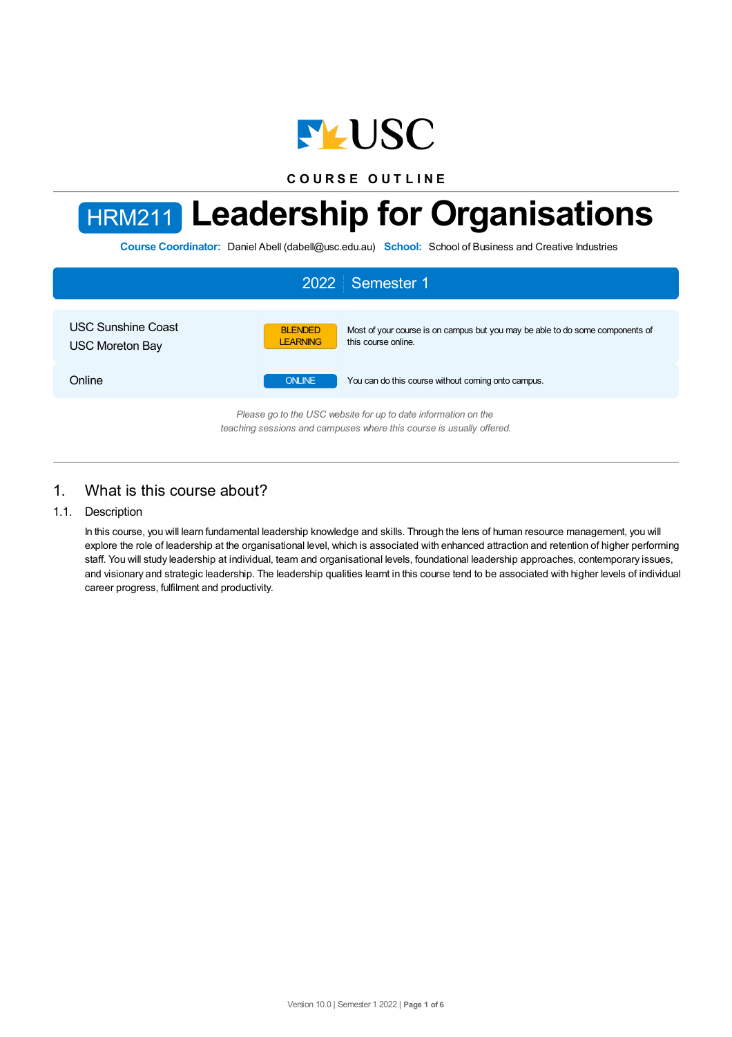USC

COURSE OUTLINE

# HRM211 Leadership for Organisations

**Course Coordinator:** Daniel Abell (dabell@usc.edu.au) **School:** School of Business and Creative Industries

**2022 | Semester 1**

| | | |
|---|---|---|
| USC Sunshine Coast<br>USC Moreton Bay | BLENDED LEARNING | Most of your course is on campus but you may be able to do some components of this course online. |
| Online | ONLINE | You can do this course without coming onto campus. |

*Please go to the USC website for up to date information on the teaching sessions and campuses where this course is usually offered.*

## 1. What is this course about?

### 1.1. Description

In this course, you will learn fundamental leadership knowledge and skills. Through the lens of human resource management, you will explore the role of leadership at the organisational level, which is associated with enhanced attraction and retention of higher performing staff. You will study leadership at individual, team and organisational levels, foundational leadership approaches, contemporary issues, and visionary and strategic leadership. The leadership qualities learnt in this course tend to be associated with higher levels of individual career progress, fulfilment and productivity.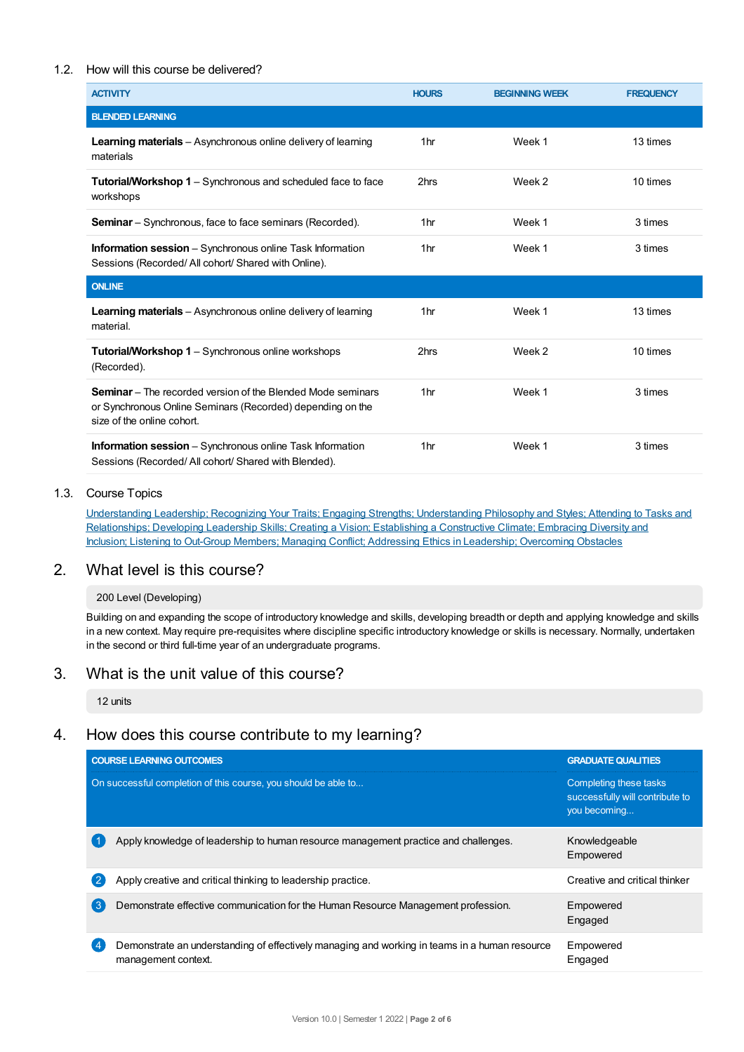### 1.2. How will this course be delivered?

| ACTIVITY | HOURS | BEGINNING WEEK | FREQUENCY |
|---|---|---|---|
| **BLENDED LEARNING** | | | |
| **Learning materials** – Asynchronous online delivery of learning materials | 1hr | Week 1 | 13 times |
| **Tutorial/Workshop 1** – Synchronous and scheduled face to face workshops | 2hrs | Week 2 | 10 times |
| **Seminar** – Synchronous, face to face seminars (Recorded). | 1hr | Week 1 | 3 times |
| **Information session** – Synchronous online Task Information Sessions (Recorded/ All cohort/ Shared with Online). | 1hr | Week 1 | 3 times |
| **ONLINE** | | | |
| **Learning materials** – Asynchronous online delivery of learning material. | 1hr | Week 1 | 13 times |
| **Tutorial/Workshop 1** – Synchronous online workshops (Recorded). | 2hrs | Week 2 | 10 times |
| **Seminar** – The recorded version of the Blended Mode seminars or Synchronous Online Seminars (Recorded) depending on the size of the online cohort. | 1hr | Week 1 | 3 times |
| **Information session** – Synchronous online Task Information Sessions (Recorded/ All cohort/ Shared with Blended). | 1hr | Week 1 | 3 times |

### 1.3. Course Topics

Understanding Leadership; Recognizing Your Traits; Engaging Strengths; Understanding Philosophy and Styles; Attending to Tasks and Relationships; Developing Leadership Skills; Creating a Vision; Establishing a Constructive Climate; Embracing Diversity and Inclusion; Listening to Out-Group Members; Managing Conflict; Addressing Ethics in Leadership; Overcoming Obstacles

## 2. What level is this course?

200 Level (Developing)

Building on and expanding the scope of introductory knowledge and skills, developing breadth or depth and applying knowledge and skills in a new context. May require pre-requisites where discipline specific introductory knowledge or skills is necessary. Normally, undertaken in the second or third full-time year of an undergraduate programs.

## 3. What is the unit value of this course?

12 units

## 4. How does this course contribute to my learning?

| COURSE LEARNING OUTCOMES<br>On successful completion of this course, you should be able to... | GRADUATE QUALITIES<br>Completing these tasks successfully will contribute to you becoming... |
|---|---|
| 1 Apply knowledge of leadership to human resource management practice and challenges. | Knowledgeable<br>Empowered |
| 2 Apply creative and critical thinking to leadership practice. | Creative and critical thinker |
| 3 Demonstrate effective communication for the Human Resource Management profession. | Empowered<br>Engaged |
| 4 Demonstrate an understanding of effectively managing and working in teams in a human resource management context. | Empowered<br>Engaged |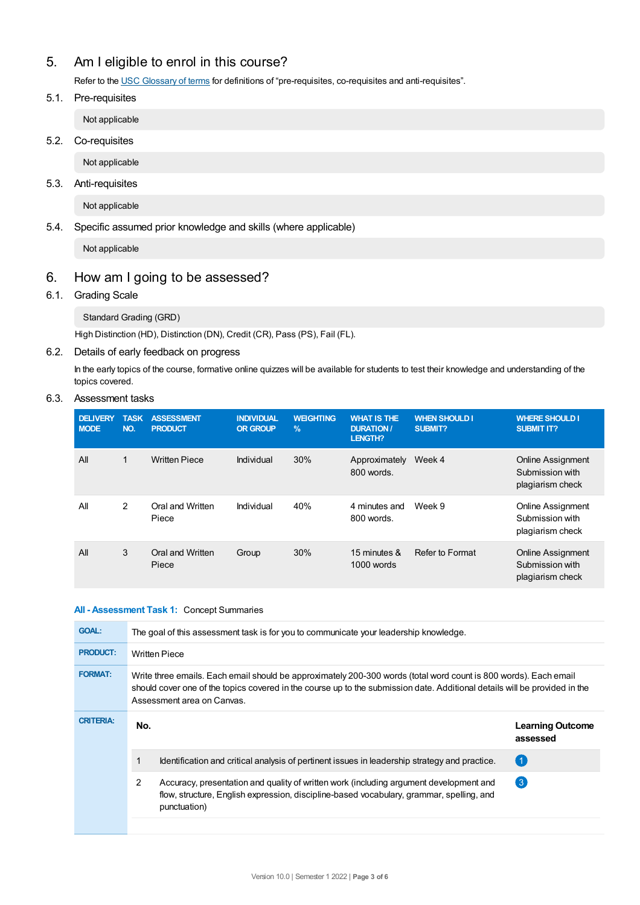## 5. Am I eligible to enrol in this course?

Refer to the USC Glossary of terms for definitions of “pre-requisites, co-requisites and anti-requisites”.

### 5.1. Pre-requisites

Not applicable

### 5.2. Co-requisites

Not applicable

### 5.3. Anti-requisites

Not applicable

### 5.4. Specific assumed prior knowledge and skills (where applicable)

Not applicable

## 6. How am I going to be assessed?

### 6.1. Grading Scale

Standard Grading (GRD)

High Distinction (HD), Distinction (DN), Credit (CR), Pass (PS), Fail (FL).

### 6.2. Details of early feedback on progress

In the early topics of the course, formative online quizzes will be available for students to test their knowledge and understanding of the topics covered.

### 6.3. Assessment tasks

| DELIVERY MODE | TASK NO. | ASSESSMENT PRODUCT | INDIVIDUAL OR GROUP | WEIGHTING % | WHAT IS THE DURATION / LENGTH? | WHEN SHOULD I SUBMIT? | WHERE SHOULD I SUBMIT IT? |
|---|---|---|---|---|---|---|---|
| All | 1 | Written Piece | Individual | 30% | Approximately 800 words. | Week 4 | Online Assignment Submission with plagiarism check |
| All | 2 | Oral and Written Piece | Individual | 40% | 4 minutes and 800 words. | Week 9 | Online Assignment Submission with plagiarism check |
| All | 3 | Oral and Written Piece | Group | 30% | 15 minutes & 1000 words | Refer to Format | Online Assignment Submission with plagiarism check |

**All - Assessment Task 1:** Concept Summaries

| | |
|---|---|
| **GOAL:** | The goal of this assessment task is for you to communicate your leadership knowledge. |
| **PRODUCT:** | Written Piece |
| **FORMAT:** | Write three emails. Each email should be approximately 200-300 words (total word count is 800 words). Each email should cover one of the topics covered in the course up to the submission date. Additional details will be provided in the Assessment area on Canvas. |

**CRITERIA:**

| No. | | Learning Outcome assessed |
|---|---|---|
| 1 | Identification and critical analysis of pertinent issues in leadership strategy and practice. | 1 |
| 2 | Accuracy, presentation and quality of written work (including argument development and flow, structure, English expression, discipline-based vocabulary, grammar, spelling, and punctuation) | 3 |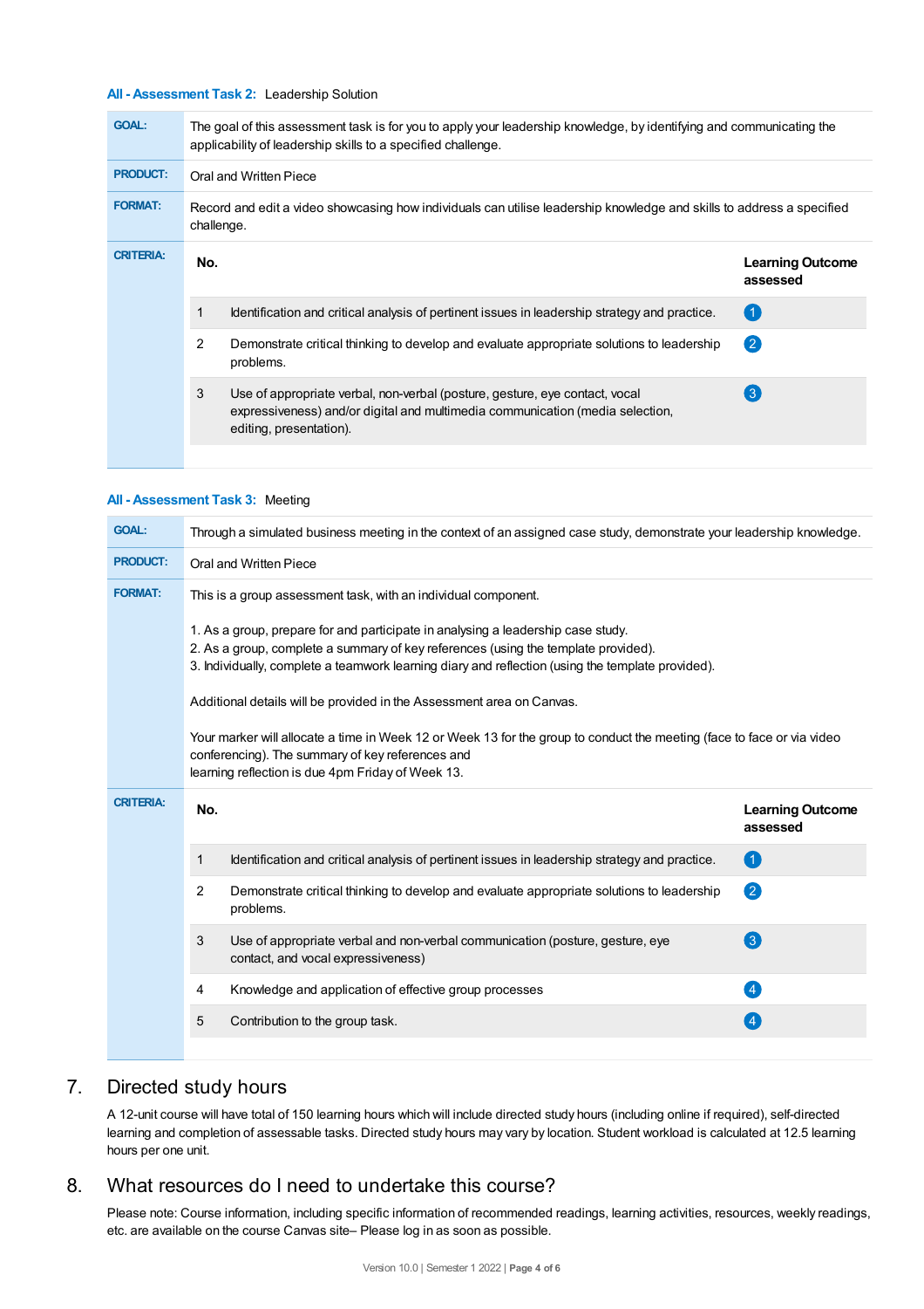**All - Assessment Task 2:** Leadership Solution

| | |
|---|---|
| **GOAL:** | The goal of this assessment task is for you to apply your leadership knowledge, by identifying and communicating the applicability of leadership skills to a specified challenge. |
| **PRODUCT:** | Oral and Written Piece |
| **FORMAT:** | Record and edit a video showcasing how individuals can utilise leadership knowledge and skills to address a specified challenge. |

**CRITERIA:**

| No. | | Learning Outcome assessed |
|---|---|---|
| 1 | Identification and critical analysis of pertinent issues in leadership strategy and practice. | 1 |
| 2 | Demonstrate critical thinking to develop and evaluate appropriate solutions to leadership problems. | 2 |
| 3 | Use of appropriate verbal, non-verbal (posture, gesture, eye contact, vocal expressiveness) and/or digital and multimedia communication (media selection, editing, presentation). | 3 |

**All - Assessment Task 3:** Meeting

| | |
|---|---|
| **GOAL:** | Through a simulated business meeting in the context of an assigned case study, demonstrate your leadership knowledge. |
| **PRODUCT:** | Oral and Written Piece |
| **FORMAT:** | This is a group assessment task, with an individual component.<br><br>1. As a group, prepare for and participate in analysing a leadership case study.<br>2. As a group, complete a summary of key references (using the template provided).<br>3. Individually, complete a teamwork learning diary and reflection (using the template provided).<br><br>Additional details will be provided in the Assessment area on Canvas.<br><br>Your marker will allocate a time in Week 12 or Week 13 for the group to conduct the meeting (face to face or via video conferencing). The summary of key references and learning reflection is due 4pm Friday of Week 13. |

**CRITERIA:**

| No. | | Learning Outcome assessed |
|---|---|---|
| 1 | Identification and critical analysis of pertinent issues in leadership strategy and practice. | 1 |
| 2 | Demonstrate critical thinking to develop and evaluate appropriate solutions to leadership problems. | 2 |
| 3 | Use of appropriate verbal and non-verbal communication (posture, gesture, eye contact, and vocal expressiveness) | 3 |
| 4 | Knowledge and application of effective group processes | 4 |
| 5 | Contribution to the group task. | 4 |

## 7. Directed study hours

A 12-unit course will have total of 150 learning hours which will include directed study hours (including online if required), self-directed learning and completion of assessable tasks. Directed study hours may vary by location. Student workload is calculated at 12.5 learning hours per one unit.

## 8. What resources do I need to undertake this course?

Please note: Course information, including specific information of recommended readings, learning activities, resources, weekly readings, etc. are available on the course Canvas site– Please log in as soon as possible.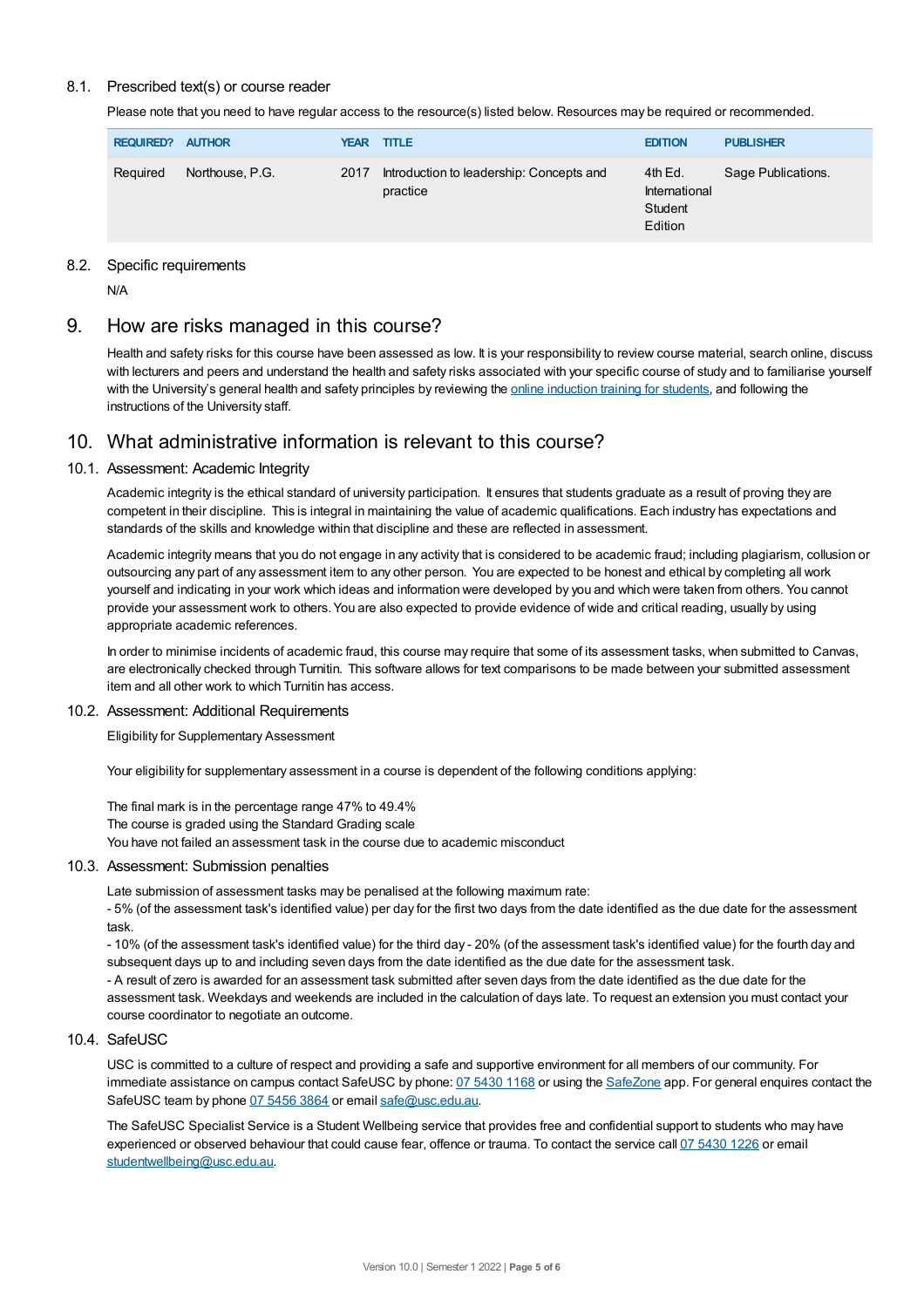### 8.1. Prescribed text(s) or course reader

Please note that you need to have regular access to the resource(s) listed below. Resources may be required or recommended.

| REQUIRED? | AUTHOR | YEAR | TITLE | EDITION | PUBLISHER |
|---|---|---|---|---|---|
| Required | Northouse, P.G. | 2017 | Introduction to leadership: Concepts and practice | 4th Ed. International Student Edition | Sage Publications. |

### 8.2. Specific requirements

N/A

## 9. How are risks managed in this course?

Health and safety risks for this course have been assessed as low. It is your responsibility to review course material, search online, discuss with lecturers and peers and understand the health and safety risks associated with your specific course of study and to familiarise yourself with the University's general health and safety principles by reviewing the online induction training for students, and following the instructions of the University staff.

## 10. What administrative information is relevant to this course?

### 10.1. Assessment: Academic Integrity

Academic integrity is the ethical standard of university participation. It ensures that students graduate as a result of proving they are competent in their discipline. This is integral in maintaining the value of academic qualifications. Each industry has expectations and standards of the skills and knowledge within that discipline and these are reflected in assessment.

Academic integrity means that you do not engage in any activity that is considered to be academic fraud; including plagiarism, collusion or outsourcing any part of any assessment item to any other person. You are expected to be honest and ethical by completing all work yourself and indicating in your work which ideas and information were developed by you and which were taken from others. You cannot provide your assessment work to others. You are also expected to provide evidence of wide and critical reading, usually by using appropriate academic references.

In order to minimise incidents of academic fraud, this course may require that some of its assessment tasks, when submitted to Canvas, are electronically checked through Turnitin. This software allows for text comparisons to be made between your submitted assessment item and all other work to which Turnitin has access.

### 10.2. Assessment: Additional Requirements

Eligibility for Supplementary Assessment

Your eligibility for supplementary assessment in a course is dependent of the following conditions applying:

The final mark is in the percentage range 47% to 49.4%
The course is graded using the Standard Grading scale
You have not failed an assessment task in the course due to academic misconduct

### 10.3. Assessment: Submission penalties

Late submission of assessment tasks may be penalised at the following maximum rate:
- 5% (of the assessment task's identified value) per day for the first two days from the date identified as the due date for the assessment task.
- 10% (of the assessment task's identified value) for the third day - 20% (of the assessment task's identified value) for the fourth day and subsequent days up to and including seven days from the date identified as the due date for the assessment task.
- A result of zero is awarded for an assessment task submitted after seven days from the date identified as the due date for the assessment task. Weekdays and weekends are included in the calculation of days late. To request an extension you must contact your course coordinator to negotiate an outcome.

### 10.4. SafeUSC

USC is committed to a culture of respect and providing a safe and supportive environment for all members of our community. For immediate assistance on campus contact SafeUSC by phone: 07 5430 1168 or using the SafeZone app. For general enquires contact the SafeUSC team by phone 07 5456 3864 or email safe@usc.edu.au.

The SafeUSC Specialist Service is a Student Wellbeing service that provides free and confidential support to students who may have experienced or observed behaviour that could cause fear, offence or trauma. To contact the service call 07 5430 1226 or email studentwellbeing@usc.edu.au.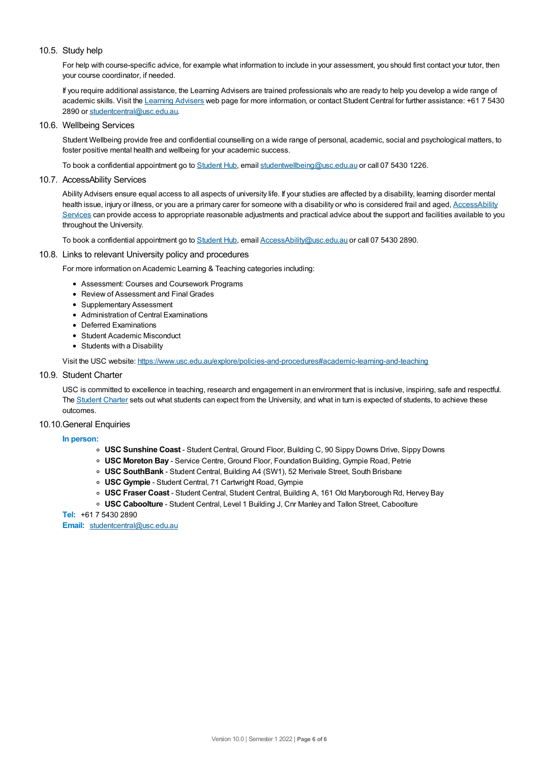### 10.5. Study help

For help with course-specific advice, for example what information to include in your assessment, you should first contact your tutor, then your course coordinator, if needed.

If you require additional assistance, the Learning Advisers are trained professionals who are ready to help you develop a wide range of academic skills. Visit the Learning Advisers web page for more information, or contact Student Central for further assistance: +61 7 5430 2890 or studentcentral@usc.edu.au.

### 10.6. Wellbeing Services

Student Wellbeing provide free and confidential counselling on a wide range of personal, academic, social and psychological matters, to foster positive mental health and wellbeing for your academic success.

To book a confidential appointment go to Student Hub, email studentwellbeing@usc.edu.au or call 07 5430 1226.

### 10.7. AccessAbility Services

Ability Advisers ensure equal access to all aspects of university life. If your studies are affected by a disability, learning disorder mental health issue, injury or illness, or you are a primary carer for someone with a disability or who is considered frail and aged, AccessAbility Services can provide access to appropriate reasonable adjustments and practical advice about the support and facilities available to you throughout the University.

To book a confidential appointment go to Student Hub, email AccessAbility@usc.edu.au or call 07 5430 2890.

### 10.8. Links to relevant University policy and procedures

For more information on Academic Learning & Teaching categories including:

- Assessment: Courses and Coursework Programs
- Review of Assessment and Final Grades
- Supplementary Assessment
- Administration of Central Examinations
- Deferred Examinations
- Student Academic Misconduct
- Students with a Disability

Visit the USC website: https://www.usc.edu.au/explore/policies-and-procedures#academic-learning-and-teaching

### 10.9. Student Charter

USC is committed to excellence in teaching, research and engagement in an environment that is inclusive, inspiring, safe and respectful. The Student Charter sets out what students can expect from the University, and what in turn is expected of students, to achieve these outcomes.

### 10.10. General Enquiries

**In person:**

- **USC Sunshine Coast** - Student Central, Ground Floor, Building C, 90 Sippy Downs Drive, Sippy Downs
- **USC Moreton Bay** - Service Centre, Ground Floor, Foundation Building, Gympie Road, Petrie
- **USC SouthBank** - Student Central, Building A4 (SW1), 52 Merivale Street, South Brisbane
- **USC Gympie** - Student Central, 71 Cartwright Road, Gympie
- **USC Fraser Coast** - Student Central, Student Central, Building A, 161 Old Maryborough Rd, Hervey Bay
- **USC Caboolture** - Student Central, Level 1 Building J, Cnr Manley and Tallon Street, Caboolture

**Tel:** +61 7 5430 2890

**Email:** studentcentral@usc.edu.au